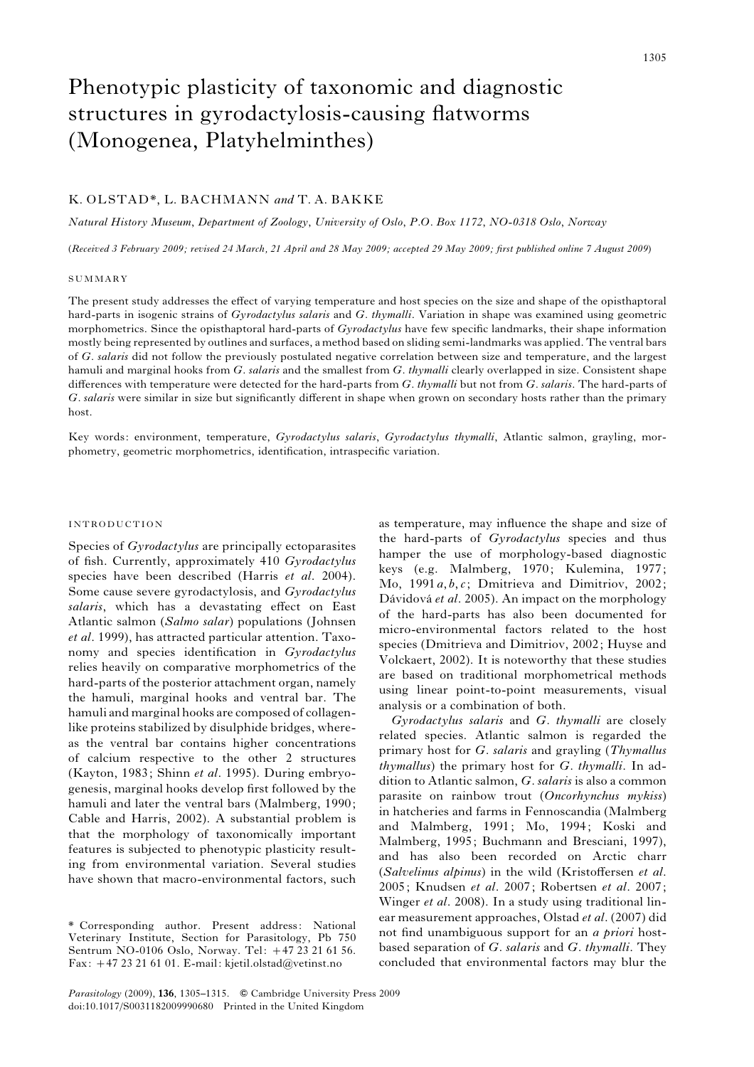# Phenotypic plasticity of taxonomic and diagnostic structures in gyrodactylosis-causing flatworms (Monogenea, Platyhelminthes)

K. OLSTAD*, L. BACHMANN *and* T. A. BAKKE

*Natural History Museum, Department of Zoology, University of Oslo, P.O. Box 1172, NO-0318 Oslo, Norway*

(*Received 3 February 2009; revised 24 March, 21 April and 28 May 2009; accepted 29 May 2009; first published online 7 August 2009*)

## SUMMARY

The present study addresses the effect of varying temperature and host species on the size and shape of the opisthaptoral hard-parts in isogenic strains of *Gyrodactylus salaris* and *G. thymalli*. Variation in shape was examined using geometric morphometrics. Since the opisthaptoral hard-parts of *Gyrodactylus* have few specific landmarks, their shape information mostly being represented by outlines and surfaces, a method based on sliding semi-landmarks was applied. The ventral bars of *G. salaris* did not follow the previously postulated negative correlation between size and temperature, and the largest hamuli and marginal hooks from *G. salaris* and the smallest from *G. thymalli* clearly overlapped in size. Consistent shape differences with temperature were detected for the hard-parts from *G. thymalli* but not from *G. salaris*. The hard-parts of *G. salaris* were similar in size but significantly different in shape when grown on secondary hosts rather than the primary host.

Key words: environment, temperature, *Gyrodactylus salaris*, *Gyrodactylus thymalli*, Atlantic salmon, grayling, morphometry, geometric morphometrics, identification, intraspecific variation.

## INTRODUCTION

Species of *Gyrodactylus* are principally ectoparasites of fish. Currently, approximately 410 *Gyrodactylus* species have been described (Harris *et al*. 2004). Some cause severe gyrodactylosis, and *Gyrodactylus salaris*, which has a devastating effect on East Atlantic salmon (*Salmo salar*) populations (Johnsen *et al*. 1999), has attracted particular attention. Taxonomy and species identification in *Gyrodactylus* relies heavily on comparative morphometrics of the hard-parts of the posterior attachment organ, namely the hamuli, marginal hooks and ventral bar. The hamuli and marginal hooks are composed of collagen-like proteins stabilized by disulphide bridges, whereas the ventral bar contains higher concentrations of calcium respective to the other 2 structures (Kayton, 1983; Shinn *et al*. 1995). During embryogenesis, marginal hooks develop first followed by the hamuli and later the ventral bars (Malmberg, 1990; Cable and Harris, 2002). A substantial problem is that the morphology of taxonomically important features is subjected to phenotypic plasticity resulting from environmental variation. Several studies have shown that macro-environmental factors, such as temperature, may influence the shape and size of the hard-parts of *Gyrodactylus* species and thus hamper the use of morphology-based diagnostic keys (e.g. Malmberg, 1970; Kulemina, 1977; Mo, 1991 *a*, *b*, *c*; Dmitrieva and Dimitriov, 2002; Dávidová *et al*. 2005). An impact on the morphology of the hard-parts has also been documented for micro-environmental factors related to the host species (Dmitrieva and Dimitriov, 2002; Huyse and Volckaert, 2002). It is noteworthy that these studies are based on traditional morphometrical methods using linear point-to-point measurements, visual analysis or a combination of both.

*Gyrodactylus salaris* and *G. thymalli* are closely related species. Atlantic salmon is regarded the primary host for *G. salaris* and grayling (*Thymallus thymallus*) the primary host for *G. thymalli*. In addition to Atlantic salmon, *G. salaris* is also a common parasite on rainbow trout (*Oncorhynchus mykiss*) in hatcheries and farms in Fennoscandia (Malmberg and Malmberg, 1991; Mo, 1994; Koski and Malmberg, 1995; Buchmann and Bresciani, 1997), and has also been recorded on Arctic charr (*Salvelinus alpinus*) in the wild (Kristoffersen *et al*. 2005; Knudsen *et al*. 2007; Robertsen *et al*. 2007; Winger *et al*. 2008). In a study using traditional linear measurement approaches, Olstad *et al*. (2007) did not find unambiguous support for an *a priori* host-based separation of *G. salaris* and *G. thymalli*. They concluded that environmental factors may blur the

\* Corresponding author. Present address: National Veterinary Institute, Section for Parasitology, Pb 750 Sentrum NO-0106 Oslo, Norway. Tel: +47 23 21 61 56. Fax: +47 23 21 61 01. E-mail: kjetil.olstad@vetinst.no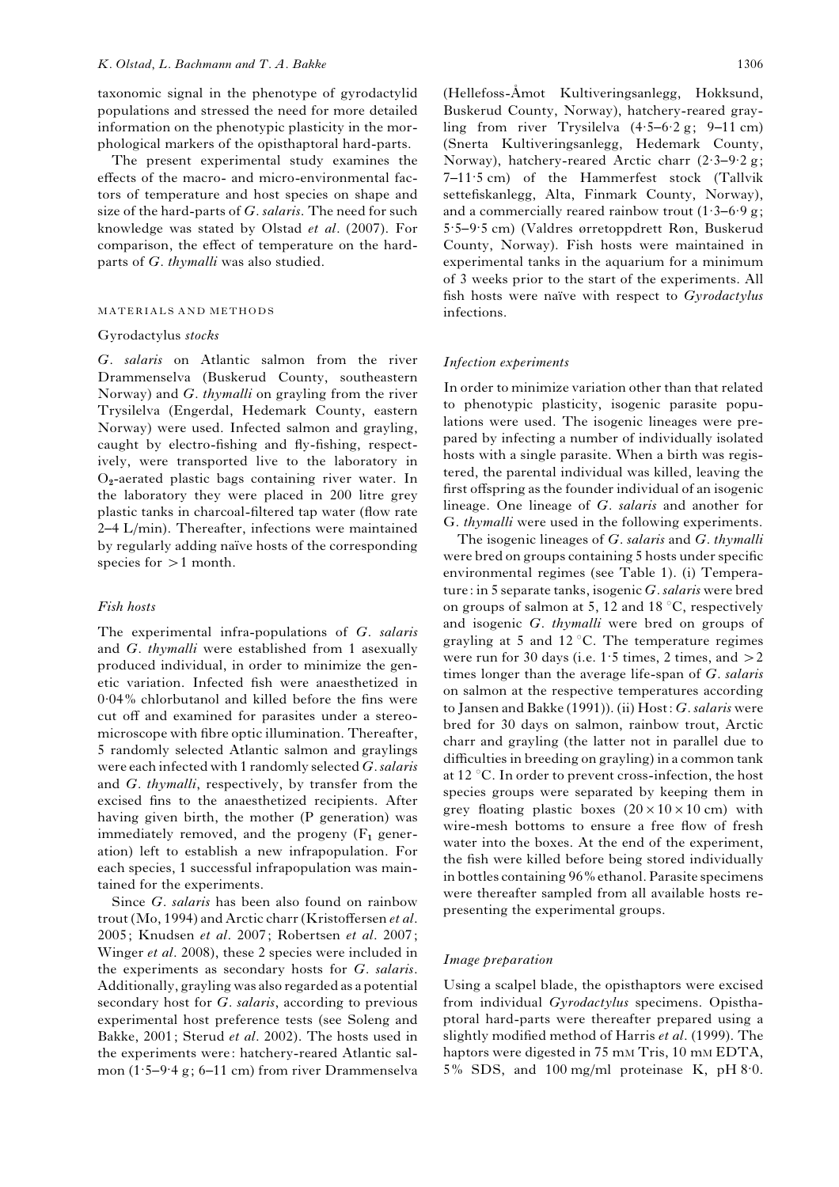taxonomic signal in the phenotype of gyrodactylid populations and stressed the need for more detailed information on the phenotypic plasticity in the morphological markers of the opisthaptoral hard-parts.

The present experimental study examines the effects of the macro- and micro-environmental factors of temperature and host species on shape and size of the hard-parts of *G. salaris*. The need for such knowledge was stated by Olstad *et al*. (2007). For comparison, the effect of temperature on the hard-parts of *G. thymalli* was also studied.

## MATERIALS AND METHODS

### Gyrodactylus *stocks*

*G. salaris* on Atlantic salmon from the river Drammenselva (Buskerud County, southeastern Norway) and *G. thymalli* on grayling from the river Trysilelva (Engerdal, Hedemark County, eastern Norway) were used. Infected salmon and grayling, caught by electro-fishing and fly-fishing, respectively, were transported live to the laboratory in $O_2$-aerated plastic bags containing river water. In the laboratory they were placed in 200 litre grey plastic tanks in charcoal-filtered tap water (flow rate 2–4 L/min). Thereafter, infections were maintained by regularly adding naïve hosts of the corresponding species for >1 month.

### *Fish hosts*

The experimental infra-populations of *G. salaris* and *G. thymalli* were established from 1 asexually produced individual, in order to minimize the genetic variation. Infected fish were anaesthetized in 0·04% chlorbutanol and killed before the fins were cut off and examined for parasites under a stereomicroscope with fibre optic illumination. Thereafter, 5 randomly selected Atlantic salmon and graylings were each infected with 1 randomly selected *G. salaris* and *G. thymalli*, respectively, by transfer from the excised fins to the anaesthetized recipients. After having given birth, the mother (P generation) was immediately removed, and the progeny ($F_1$ generation) left to establish a new infrapopulation. For each species, 1 successful infrapopulation was maintained for the experiments.

Since *G. salaris* has been also found on rainbow trout (Mo, 1994) and Arctic charr (Kristoffersen *et al*. 2005; Knudsen *et al*. 2007; Robertsen *et al*. 2007; Winger *et al*. 2008), these 2 species were included in the experiments as secondary hosts for *G. salaris*. Additionally, grayling was also regarded as a potential secondary host for *G. salaris*, according to previous experimental host preference tests (see Soleng and Bakke, 2001; Sterud *et al*. 2002). The hosts used in the experiments were: hatchery-reared Atlantic salmon (1·5–9·4 g; 6–11 cm) from river Drammenselva (Hellefoss-Åmot Kultiveringsanlegg, Hokksund, Buskerud County, Norway), hatchery-reared grayling from river Trysilelva (4·5–6·2 g; 9–11 cm) (Snerta Kultiveringsanlegg, Hedemark County, Norway), hatchery-reared Arctic charr (2·3–9·2 g; 7–11·5 cm) of the Hammerfest stock (Tallvik settefiskanlegg, Alta, Finmark County, Norway), and a commercially reared rainbow trout (1·3–6·9 g; 5·5–9·5 cm) (Valdres ørretoppdrett Røn, Buskerud County, Norway). Fish hosts were maintained in experimental tanks in the aquarium for a minimum of 3 weeks prior to the start of the experiments. All fish hosts were naïve with respect to *Gyrodactylus* infections.

### *Infection experiments*

In order to minimize variation other than that related to phenotypic plasticity, isogenic parasite populations were used. The isogenic lineages were prepared by infecting a number of individually isolated hosts with a single parasite. When a birth was registered, the parental individual was killed, leaving the first offspring as the founder individual of an isogenic lineage. One lineage of *G. salaris* and another for G. *thymalli* were used in the following experiments.

The isogenic lineages of *G. salaris* and *G. thymalli* were bred on groups containing 5 hosts under specific environmental regimes (see Table 1). (i) Temperature: in 5 separate tanks, isogenic *G. salaris* were bred on groups of salmon at 5, 12 and 18 °C, respectively and isogenic *G. thymalli* were bred on groups of grayling at 5 and 12 °C. The temperature regimes were run for 30 days (i.e. 1·5 times, 2 times, and >2 times longer than the average life-span of *G. salaris* on salmon at the respective temperatures according to Jansen and Bakke (1991)). (ii) Host: *G. salaris* were bred for 30 days on salmon, rainbow trout, Arctic charr and grayling (the latter not in parallel due to difficulties in breeding on grayling) in a common tank at 12 °C. In order to prevent cross-infection, the host species groups were separated by keeping them in grey floating plastic boxes (20×10×10 cm) with wire-mesh bottoms to ensure a free flow of fresh water into the boxes. At the end of the experiment, the fish were killed before being stored individually in bottles containing 96% ethanol. Parasite specimens were thereafter sampled from all available hosts representing the experimental groups.

### *Image preparation*

Using a scalpel blade, the opisthaptors were excised from individual *Gyrodactylus* specimens. Opisthaptoral hard-parts were thereafter prepared using a slightly modified method of Harris *et al*. (1999). The haptors were digested in 75 mM Tris, 10 mM EDTA, 5% SDS, and 100 mg/ml proteinase K, pH 8·0.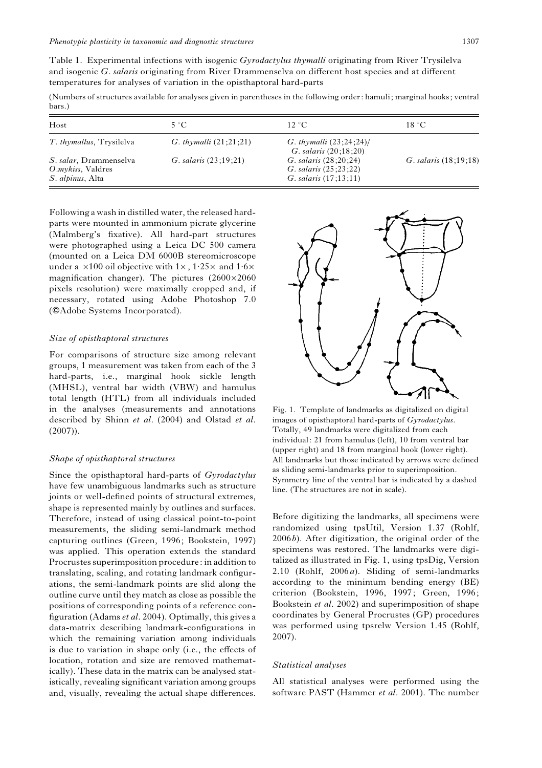Table 1. Experimental infections with isogenic *Gyrodactylus thymalli* originating from River Trysilelva and isogenic *G. salaris* originating from River Drammenselva on different host species and at different temperatures for analyses of variation in the opisthaptoral hard-parts

(Numbers of structures available for analyses given in parentheses in the following order: hamuli; marginal hooks; ventral bars.)

| Host | 5 °C | 12 °C | 18 °C |
|---|---|---|---|
| *T. thymallus*, Trysilelva | *G. thymalli* (21;21;21) | *G. thymalli* (23;24;24)/ *G. salaris* (20;18;20) | |
| *S. salar*, Drammenselva | *G. salaris* (23;19;21) | *G. salaris* (28;20;24) | *G. salaris* (18;19;18) |
| *O.mykiss*, Valdres | | *G. salaris* (25;23;22) | |
| *S. alpinus*, Alta | | *G. salaris* (17;13;11) | |

Following a wash in distilled water, the released hard-parts were mounted in ammonium picrate glycerine (Malmberg's fixative). All hard-part structures were photographed using a Leica DC 500 camera (mounted on a Leica DM 6000B stereomicroscope under a ×100 oil objective with 1×, 1·25× and 1·6× magnification changer). The pictures (2600×2060 pixels resolution) were maximally cropped and, if necessary, rotated using Adobe Photoshop 7.0 (©Adobe Systems Incorporated).

### *Size of opisthaptoral structures*

For comparisons of structure size among relevant groups, 1 measurement was taken from each of the 3 hard-parts, i.e., marginal hook sickle length (MHSL), ventral bar width (VBW) and hamulus total length (HTL) from all individuals included in the analyses (measurements and annotations described by Shinn *et al*. (2004) and Olstad *et al*. (2007)).

### *Shape of opisthaptoral structures*

Since the opisthaptoral hard-parts of *Gyrodactylus* have few unambiguous landmarks such as structure joints or well-defined points of structural extremes, shape is represented mainly by outlines and surfaces. Therefore, instead of using classical point-to-point measurements, the sliding semi-landmark method capturing outlines (Green, 1996; Bookstein, 1997) was applied. This operation extends the standard Procrustes superimposition procedure: in addition to translating, scaling, and rotating landmark configurations, the semi-landmark points are slid along the outline curve until they match as close as possible the positions of corresponding points of a reference configuration (Adams *et al*. 2004). Optimally, this gives a data-matrix describing landmark-configurations in which the remaining variation among individuals is due to variation in shape only (i.e., the effects of location, rotation and size are removed mathematically). These data in the matrix can be analysed statistically, revealing significant variation among groups and, visually, revealing the actual shape differences.

Fig. 1. Template of landmarks as digitalized on digital images of opisthaptoral hard-parts of *Gyrodactylus*. Totally, 49 landmarks were digitalized from each individual: 21 from hamulus (left), 10 from ventral bar (upper right) and 18 from marginal hook (lower right). All landmarks but those indicated by arrows were defined as sliding semi-landmarks prior to superimposition. Symmetry line of the ventral bar is indicated by a dashed line. (The structures are not in scale).

Before digitizing the landmarks, all specimens were randomized using tpsUtil, Version 1.37 (Rohlf, 2006*b*). After digitization, the original order of the specimens was restored. The landmarks were digitalized as illustrated in Fig. 1, using tpsDig, Version 2.10 (Rohlf, 2006*a*). Sliding of semi-landmarks according to the minimum bending energy (BE) criterion (Bookstein, 1996, 1997; Green, 1996; Bookstein *et al*. 2002) and superimposition of shape coordinates by General Procrustes (GP) procedures was performed using tpsrelw Version 1.45 (Rohlf, 2007).

### *Statistical analyses*

All statistical analyses were performed using the software PAST (Hammer *et al*. 2001). The number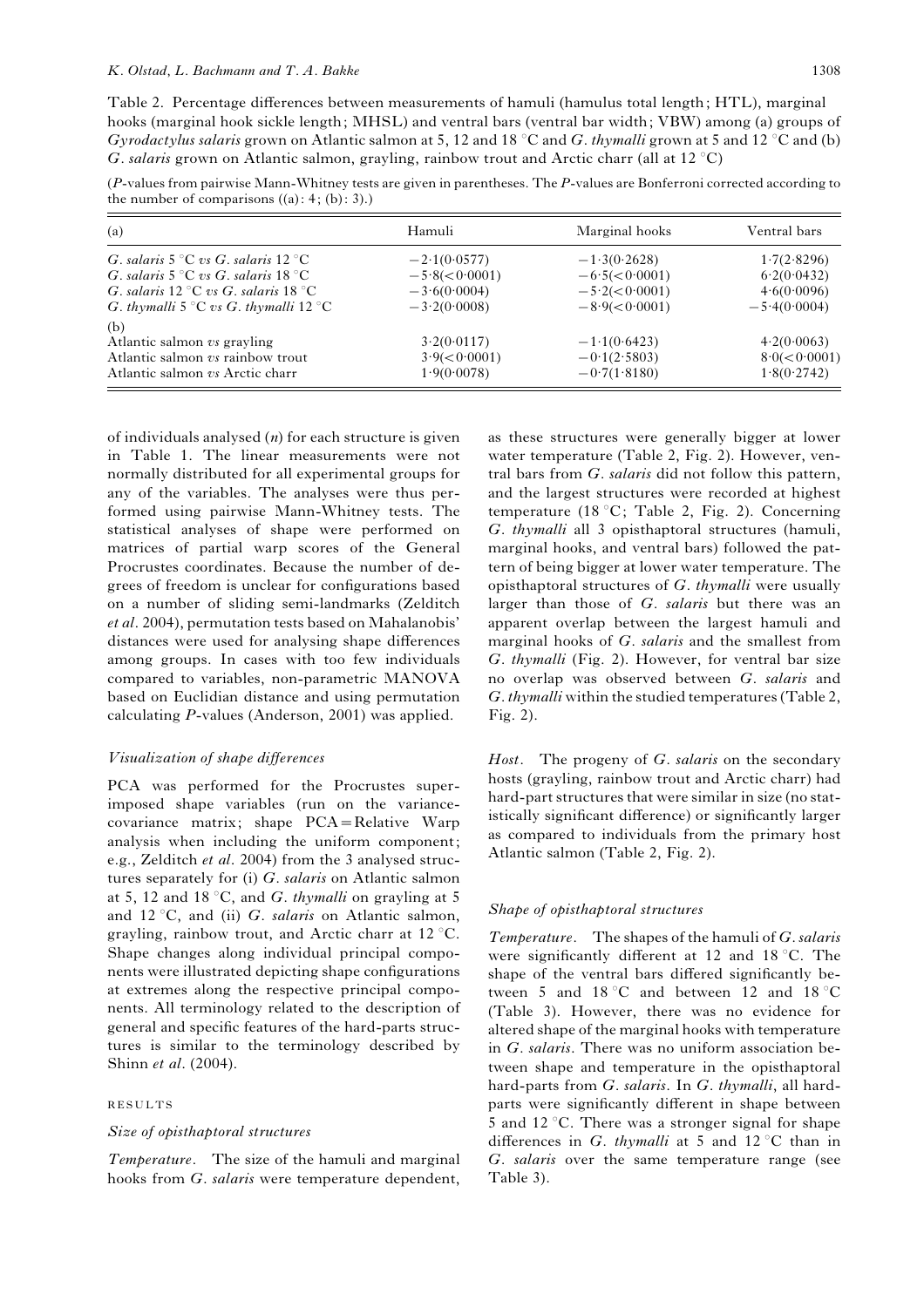Table 2. Percentage differences between measurements of hamuli (hamulus total length; HTL), marginal hooks (marginal hook sickle length; MHSL) and ventral bars (ventral bar width; VBW) among (a) groups of *Gyrodactylus salaris* grown on Atlantic salmon at 5, 12 and 18 °C and *G. thymalli* grown at 5 and 12 °C and (b) *G. salaris* grown on Atlantic salmon, grayling, rainbow trout and Arctic charr (all at 12 °C)

(*P*-values from pairwise Mann-Whitney tests are given in parentheses. The *P*-values are Bonferroni corrected according to the number of comparisons ((a): 4; (b): 3).)

| (a) | Hamuli | Marginal hooks | Ventral bars |
|---|---|---|---|
| *G. salaris* 5 °C *vs G. salaris* 12 °C | −2·1(0·0577) | −1·3(0·2628) | 1·7(2·8296) |
| *G. salaris* 5 °C *vs G. salaris* 18 °C | −5·8(<0·0001) | −6·5(<0·0001) | 6·2(0·0432) |
| *G. salaris* 12 °C *vs G. salaris* 18 °C | −3·6(0·0004) | −5·2(<0·0001) | 4·6(0·0096) |
| *G. thymalli* 5 °C *vs G. thymalli* 12 °C | −3·2(0·0008) | −8·9(<0·0001) | −5·4(0·0004) |
| (b) | | | |
| Atlantic salmon *vs* grayling | 3·2(0·0117) | −1·1(0·6423) | 4·2(0·0063) |
| Atlantic salmon *vs* rainbow trout | 3·9(<0·0001) | −0·1(2·5803) | 8·0(<0·0001) |
| Atlantic salmon *vs* Arctic charr | 1·9(0·0078) | −0·7(1·8180) | 1·8(0·2742) |

of individuals analysed ($n$) for each structure is given in Table 1. The linear measurements were not normally distributed for all experimental groups for any of the variables. The analyses were thus performed using pairwise Mann-Whitney tests. The statistical analyses of shape were performed on matrices of partial warp scores of the General Procrustes coordinates. Because the number of degrees of freedom is unclear for configurations based on a number of sliding semi-landmarks (Zelditch *et al*. 2004), permutation tests based on Mahalanobis' distances were used for analysing shape differences among groups. In cases with too few individuals compared to variables, non-parametric MANOVA based on Euclidian distance and using permutation calculating *P*-values (Anderson, 2001) was applied.

### *Visualization of shape differences*

PCA was performed for the Procrustes superimposed shape variables (run on the variance-covariance matrix; shape PCA = Relative Warp analysis when including the uniform component; e.g., Zelditch *et al*. 2004) from the 3 analysed structures separately for (i) *G. salaris* on Atlantic salmon at 5, 12 and 18 °C, and *G. thymalli* on grayling at 5 and 12 °C, and (ii) *G. salaris* on Atlantic salmon, grayling, rainbow trout, and Arctic charr at 12 °C. Shape changes along individual principal components were illustrated depicting shape configurations at extremes along the respective principal components. All terminology related to the description of general and specific features of the hard-parts structures is similar to the terminology described by Shinn *et al*. (2004).

## RESULTS

### *Size of opisthaptoral structures*

*Temperature*. The size of the hamuli and marginal hooks from *G. salaris* were temperature dependent, as these structures were generally bigger at lower water temperature (Table 2, Fig. 2). However, ventral bars from *G. salaris* did not follow this pattern, and the largest structures were recorded at highest temperature (18 °C; Table 2, Fig. 2). Concerning *G. thymalli* all 3 opisthaptoral structures (hamuli, marginal hooks, and ventral bars) followed the pattern of being bigger at lower water temperature. The opisthaptoral structures of *G. thymalli* were usually larger than those of *G. salaris* but there was an apparent overlap between the largest hamuli and marginal hooks of *G. salaris* and the smallest from *G. thymalli* (Fig. 2). However, for ventral bar size no overlap was observed between *G. salaris* and *G. thymalli* within the studied temperatures (Table 2, Fig. 2).

*Host*. The progeny of *G. salaris* on the secondary hosts (grayling, rainbow trout and Arctic charr) had hard-part structures that were similar in size (no statistically significant difference) or significantly larger as compared to individuals from the primary host Atlantic salmon (Table 2, Fig. 2).

### *Shape of opisthaptoral structures*

*Temperature*. The shapes of the hamuli of *G. salaris* were significantly different at 12 and 18 °C. The shape of the ventral bars differed significantly between 5 and 18 °C and between 12 and 18 °C (Table 3). However, there was no evidence for altered shape of the marginal hooks with temperature in *G. salaris*. There was no uniform association between shape and temperature in the opisthaptoral hard-parts from *G. salaris*. In *G. thymalli*, all hard-parts were significantly different in shape between 5 and 12 °C. There was a stronger signal for shape differences in *G. thymalli* at 5 and 12 °C than in *G. salaris* over the same temperature range (see Table 3).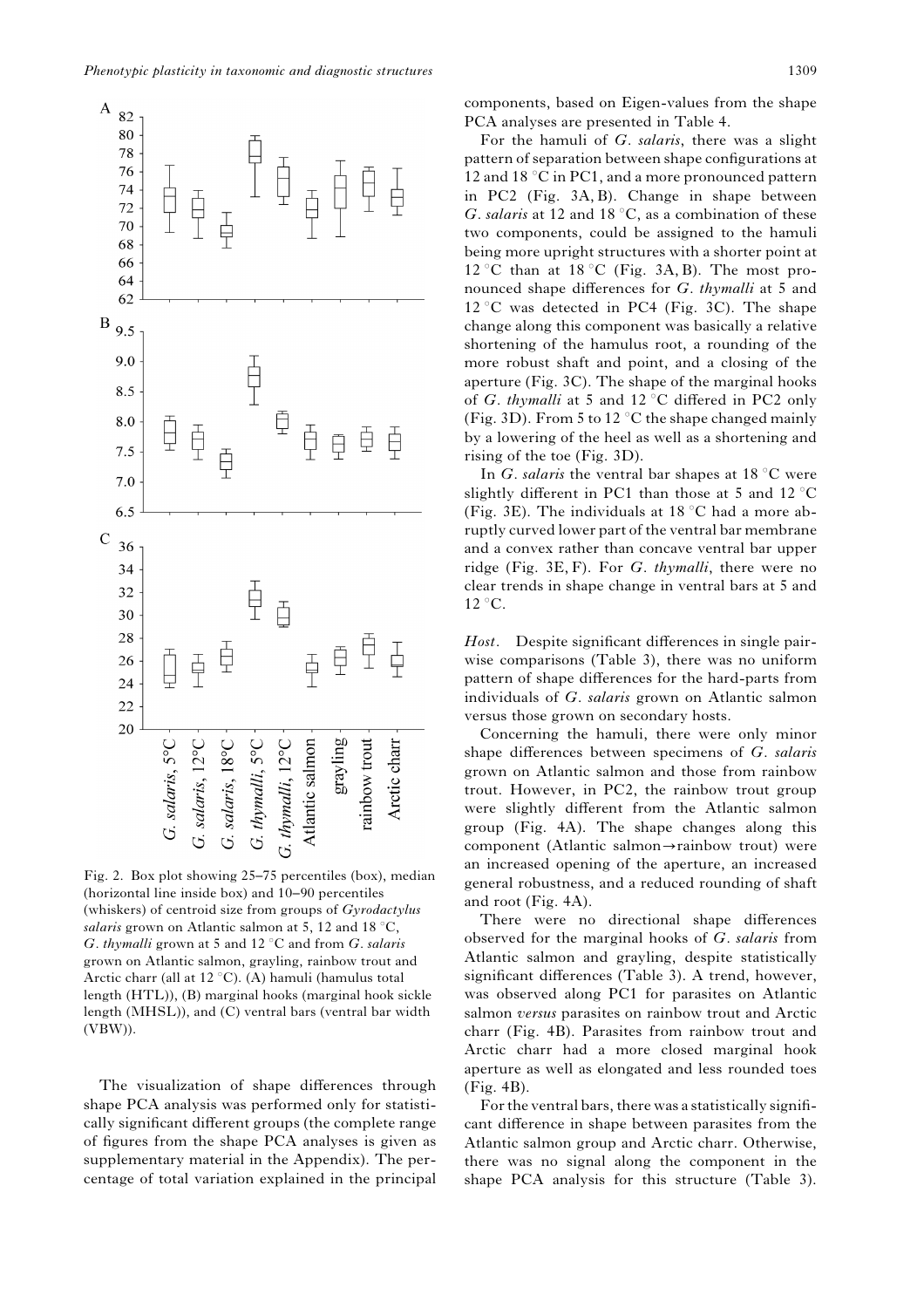Fig. 2. Box plot showing 25–75 percentiles (box), median (horizontal line inside box) and 10–90 percentiles (whiskers) of centroid size from groups of *Gyrodactylus salaris* grown on Atlantic salmon at 5, 12 and 18 °C, *G. thymalli* grown at 5 and 12 °C and from *G. salaris* grown on Atlantic salmon, grayling, rainbow trout and Arctic charr (all at 12 °C). (A) hamuli (hamulus total length (HTL)), (B) marginal hooks (marginal hook sickle length (MHSL)), and (C) ventral bars (ventral bar width (VBW)).

The visualization of shape differences through shape PCA analysis was performed only for statistically significant different groups (the complete range of figures from the shape PCA analyses is given as supplementary material in the Appendix). The percentage of total variation explained in the principal components, based on Eigen-values from the shape PCA analyses are presented in Table 4.

For the hamuli of *G. salaris*, there was a slight pattern of separation between shape configurations at 12 and 18 °C in PC1, and a more pronounced pattern in PC2 (Fig. 3A, B). Change in shape between *G. salaris* at 12 and 18 °C, as a combination of these two components, could be assigned to the hamuli being more upright structures with a shorter point at 12 °C than at 18 °C (Fig. 3A, B). The most pronounced shape differences for *G. thymalli* at 5 and 12 °C was detected in PC4 (Fig. 3C). The shape change along this component was basically a relative shortening of the hamulus root, a rounding of the more robust shaft and point, and a closing of the aperture (Fig. 3C). The shape of the marginal hooks of *G. thymalli* at 5 and 12 °C differed in PC2 only (Fig. 3D). From 5 to 12 °C the shape changed mainly by a lowering of the heel as well as a shortening and rising of the toe (Fig. 3D).

In *G. salaris* the ventral bar shapes at 18 °C were slightly different in PC1 than those at 5 and 12 °C (Fig. 3E). The individuals at 18 °C had a more abruptly curved lower part of the ventral bar membrane and a convex rather than concave ventral bar upper ridge (Fig. 3E, F). For *G. thymalli*, there were no clear trends in shape change in ventral bars at 5 and 12 °C.

*Host*. Despite significant differences in single pairwise comparisons (Table 3), there was no uniform pattern of shape differences for the hard-parts from individuals of *G. salaris* grown on Atlantic salmon versus those grown on secondary hosts.

Concerning the hamuli, there were only minor shape differences between specimens of *G. salaris* grown on Atlantic salmon and those from rainbow trout. However, in PC2, the rainbow trout group were slightly different from the Atlantic salmon group (Fig. 4A). The shape changes along this component (Atlantic salmon→rainbow trout) were an increased opening of the aperture, an increased general robustness, and a reduced rounding of shaft and root (Fig. 4A).

There were no directional shape differences observed for the marginal hooks of *G. salaris* from Atlantic salmon and grayling, despite statistically significant differences (Table 3). A trend, however, was observed along PC1 for parasites on Atlantic salmon *versus* parasites on rainbow trout and Arctic charr (Fig. 4B). Parasites from rainbow trout and Arctic charr had a more closed marginal hook aperture as well as elongated and less rounded toes (Fig. 4B).

For the ventral bars, there was a statistically significant difference in shape between parasites from the Atlantic salmon group and Arctic charr. Otherwise, there was no signal along the component in the shape PCA analysis for this structure (Table 3).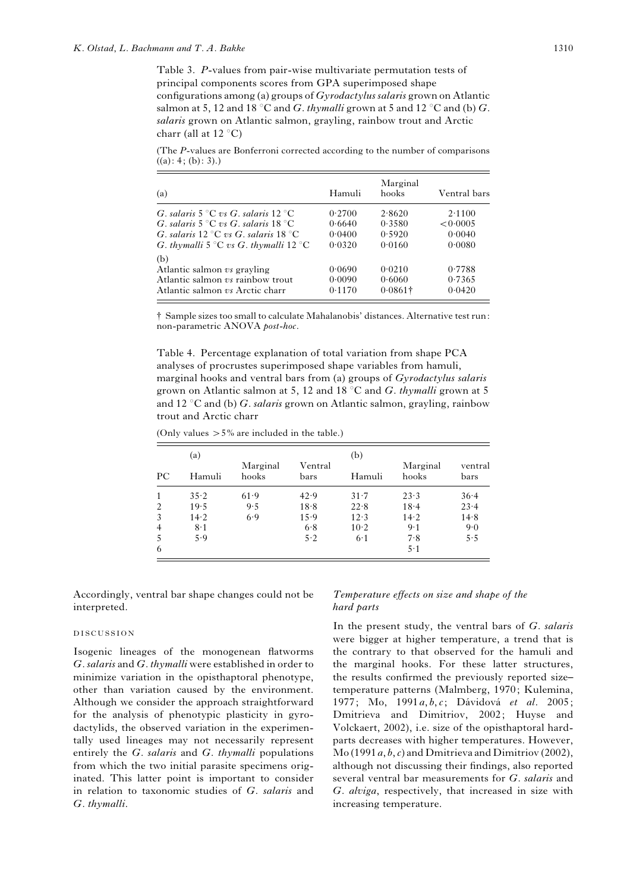Table 3. *P*-values from pair-wise multivariate permutation tests of principal components scores from GPA superimposed shape configurations among (a) groups of *Gyrodactylus salaris* grown on Atlantic salmon at 5, 12 and 18 °C and *G. thymalli* grown at 5 and 12 °C and (b) *G. salaris* grown on Atlantic salmon, grayling, rainbow trout and Arctic charr (all at 12 °C)

(The *P*-values are Bonferroni corrected according to the number of comparisons ((a): 4; (b): 3).)

| (a) | Hamuli | Marginal hooks | Ventral bars |
|---|---|---|---|
| *G. salaris* 5 °C *vs G. salaris* 12 °C | 0·2700 | 2·8620 | 2·1100 |
| *G. salaris* 5 °C *vs G. salaris* 18 °C | 0·6640 | 0·3580 | <0·0005 |
| *G. salaris* 12 °C *vs G. salaris* 18 °C | 0·0400 | 0·5920 | 0·0040 |
| *G. thymalli* 5 °C *vs G. thymalli* 12 °C | 0·0320 | 0·0160 | 0·0080 |
| (b) | | | |
| Atlantic salmon *vs* grayling | 0·0690 | 0·0210 | 0·7788 |
| Atlantic salmon *vs* rainbow trout | 0·0090 | 0·6060 | 0·7365 |
| Atlantic salmon *vs* Arctic charr | 0·1170 | 0·0861† | 0·0420 |

† Sample sizes too small to calculate Mahalanobis' distances. Alternative test run: non-parametric ANOVA *post-hoc*.

Table 4. Percentage explanation of total variation from shape PCA analyses of procrustes superimposed shape variables from hamuli, marginal hooks and ventral bars from (a) groups of *Gyrodactylus salaris* grown on Atlantic salmon at 5, 12 and 18 °C and *G. thymalli* grown at 5 and 12 °C and (b) *G. salaris* grown on Atlantic salmon, grayling, rainbow trout and Arctic charr

(Only values >5% are included in the table.)

| | (a) | | | (b) | | |
|---|---|---|---|---|---|---|
| PC | Hamuli | Marginal hooks | Ventral bars | Hamuli | Marginal hooks | ventral bars |
| 1 | 35·2 | 61·9 | 42·9 | 31·7 | 23·3 | 36·4 |
| 2 | 19·5 | 9·5 | 18·8 | 22·8 | 18·4 | 23·4 |
| 3 | 14·2 | 6·9 | 15·9 | 12·3 | 14·2 | 14·8 |
| 4 | 8·1 | | 6·8 | 10·2 | 9·1 | 9·0 |
| 5 | 5·9 | | 5·2 | 6·1 | 7·8 | 5·5 |
| 6 | | | | | 5·1 | |

Accordingly, ventral bar shape changes could not be interpreted.

## DISCUSSION

Isogenic lineages of the monogenean flatworms *G. salaris* and *G. thymalli* were established in order to minimize variation in the opisthaptoral phenotype, other than variation caused by the environment. Although we consider the approach straightforward for the analysis of phenotypic plasticity in gyrodactylids, the observed variation in the experimentally used lineages may not necessarily represent entirely the *G. salaris* and *G. thymalli* populations from which the two initial parasite specimens originated. This latter point is important to consider in relation to taxonomic studies of *G. salaris* and *G. thymalli*.

### *Temperature effects on size and shape of the hard parts*

In the present study, the ventral bars of *G. salaris* were bigger at higher temperature, a trend that is the contrary to that observed for the hamuli and the marginal hooks. For these latter structures, the results confirmed the previously reported size–temperature patterns (Malmberg, 1970; Kulemina, 1977; Mo, 1991*a*, *b*, *c*; Dávidová *et al*. 2005; Dmitrieva and Dimitriov, 2002; Huyse and Volckaert, 2002), i.e. size of the opisthaptoral hard-parts decreases with higher temperatures. However, Mo (1991*a*, *b*, *c*) and Dmitrieva and Dimitriov (2002), although not discussing their findings, also reported several ventral bar measurements for *G. salaris* and *G. alviga*, respectively, that increased in size with increasing temperature.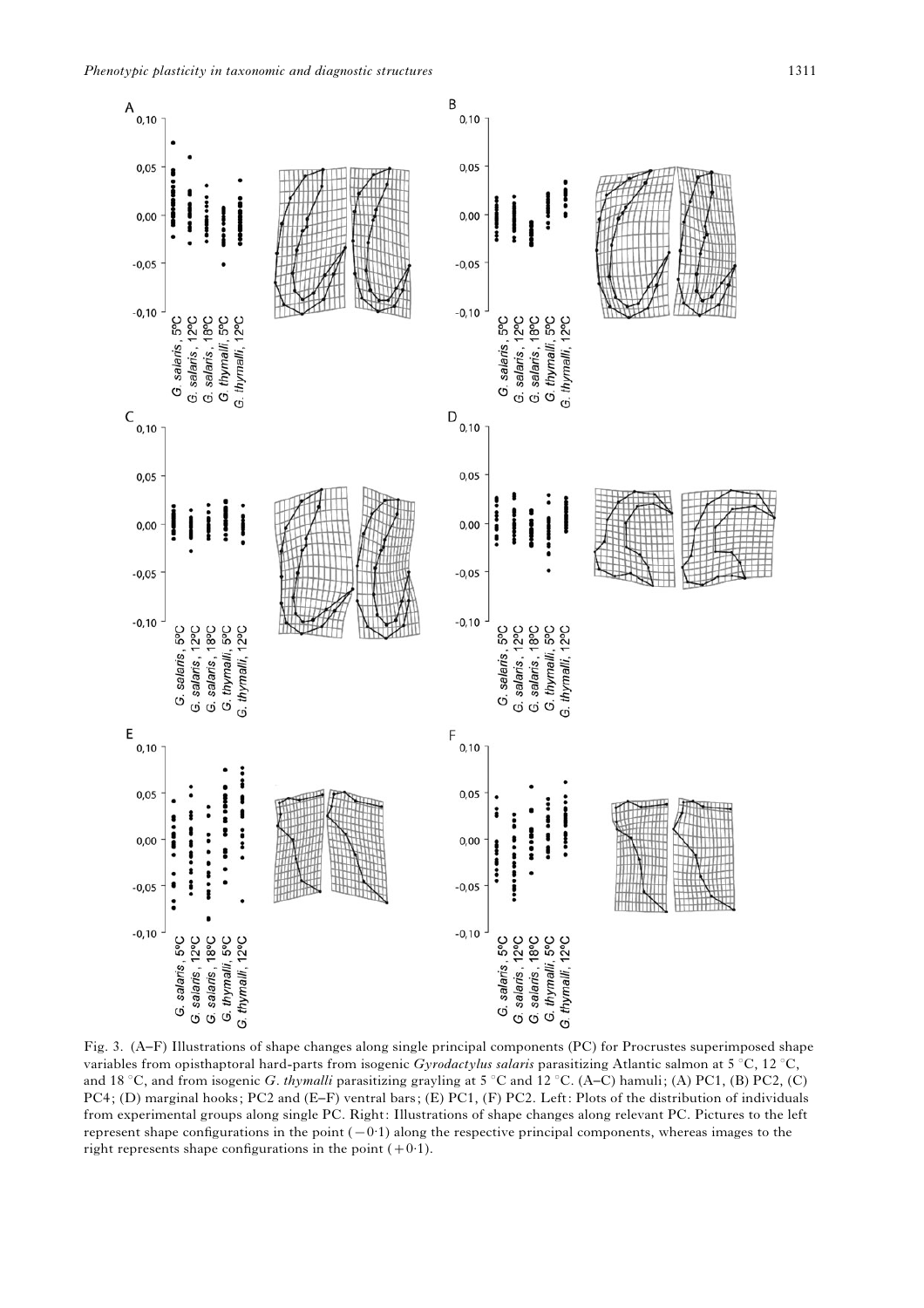Fig. 3. (A–F) Illustrations of shape changes along single principal components (PC) for Procrustes superimposed shape variables from opisthaptoral hard-parts from isogenic *Gyrodactylus salaris* parasitizing Atlantic salmon at 5 °C, 12 °C, and 18 °C, and from isogenic *G. thymalli* parasitizing grayling at 5 °C and 12 °C. (A–C) hamuli; (A) PC1, (B) PC2, (C) PC4; (D) marginal hooks; PC2 and (E–F) ventral bars; (E) PC1, (F) PC2. Left: Plots of the distribution of individuals from experimental groups along single PC. Right: Illustrations of shape changes along relevant PC. Pictures to the left represent shape configurations in the point (−0·1) along the respective principal components, whereas images to the right represents shape configurations in the point (+0·1).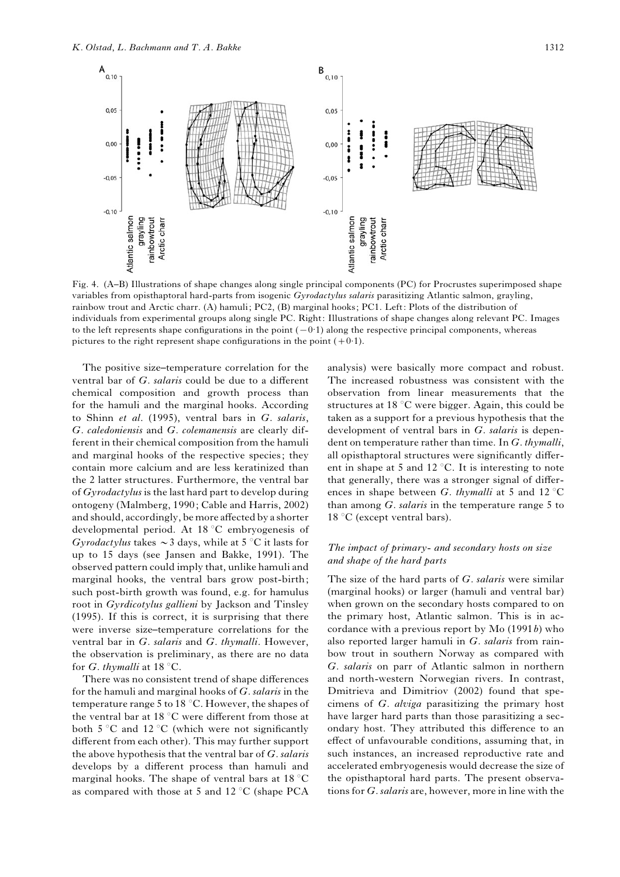Fig. 4. (A–B) Illustrations of shape changes along single principal components (PC) for Procrustes superimposed shape variables from opisthaptoral hard-parts from isogenic *Gyrodactylus salaris* parasitizing Atlantic salmon, grayling, rainbow trout and Arctic charr. (A) hamuli; PC2, (B) marginal hooks; PC1. Left: Plots of the distribution of individuals from experimental groups along single PC. Right: Illustrations of shape changes along relevant PC. Images to the left represents shape configurations in the point (−0·1) along the respective principal components, whereas pictures to the right represent shape configurations in the point (+0·1).

The positive size–temperature correlation for the ventral bar of *G. salaris* could be due to a different chemical composition and growth process than for the hamuli and the marginal hooks. According to Shinn *et al.* (1995), ventral bars in *G. salaris*, *G. caledoniensis* and *G. colemanensis* are clearly different in their chemical composition from the hamuli and marginal hooks of the respective species; they contain more calcium and are less keratinized than the 2 latter structures. Furthermore, the ventral bar of *Gyrodactylus* is the last hard part to develop during ontogeny (Malmberg, 1990; Cable and Harris, 2002) and should, accordingly, be more affected by a shorter developmental period. At 18 °C embryogenesis of *Gyrodactylus* takes ∼3 days, while at 5 °C it lasts for up to 15 days (see Jansen and Bakke, 1991). The observed pattern could imply that, unlike hamuli and marginal hooks, the ventral bars grow post-birth; such post-birth growth was found, e.g. for hamulus root in *Gyrdicotylus gallieni* by Jackson and Tinsley (1995). If this is correct, it is surprising that there were inverse size–temperature correlations for the ventral bar in *G. salaris* and *G. thymalli*. However, the observation is preliminary, as there are no data for *G. thymalli* at 18 °C.

There was no consistent trend of shape differences for the hamuli and marginal hooks of *G. salaris* in the temperature range 5 to 18 °C. However, the shapes of the ventral bar at 18 °C were different from those at both 5 °C and 12 °C (which were not significantly different from each other). This may further support the above hypothesis that the ventral bar of *G. salaris* develops by a different process than hamuli and marginal hooks. The shape of ventral bars at 18 °C as compared with those at 5 and 12 °C (shape PCA analysis) were basically more compact and robust. The increased robustness was consistent with the observation from linear measurements that the structures at 18 °C were bigger. Again, this could be taken as a support for a previous hypothesis that the development of ventral bars in *G. salaris* is dependent on temperature rather than time. In *G. thymalli*, all opisthaptoral structures were significantly different in shape at 5 and 12 °C. It is interesting to note that generally, there was a stronger signal of differences in shape between *G. thymalli* at 5 and 12 °C than among *G. salaris* in the temperature range 5 to 18 °C (except ventral bars).

### *The impact of primary- and secondary hosts on size and shape of the hard parts*

The size of the hard parts of *G. salaris* were similar (marginal hooks) or larger (hamuli and ventral bar) when grown on the secondary hosts compared to on the primary host, Atlantic salmon. This is in accordance with a previous report by Mo (1991*b*) who also reported larger hamuli in *G. salaris* from rainbow trout in southern Norway as compared with *G. salaris* on parr of Atlantic salmon in northern and north-western Norwegian rivers. In contrast, Dmitrieva and Dimitriov (2002) found that specimens of *G. alviga* parasitizing the primary host have larger hard parts than those parasitizing a secondary host. They attributed this difference to an effect of unfavourable conditions, assuming that, in such instances, an increased reproductive rate and accelerated embryogenesis would decrease the size of the opisthaptoral hard parts. The present observations for *G. salaris* are, however, more in line with the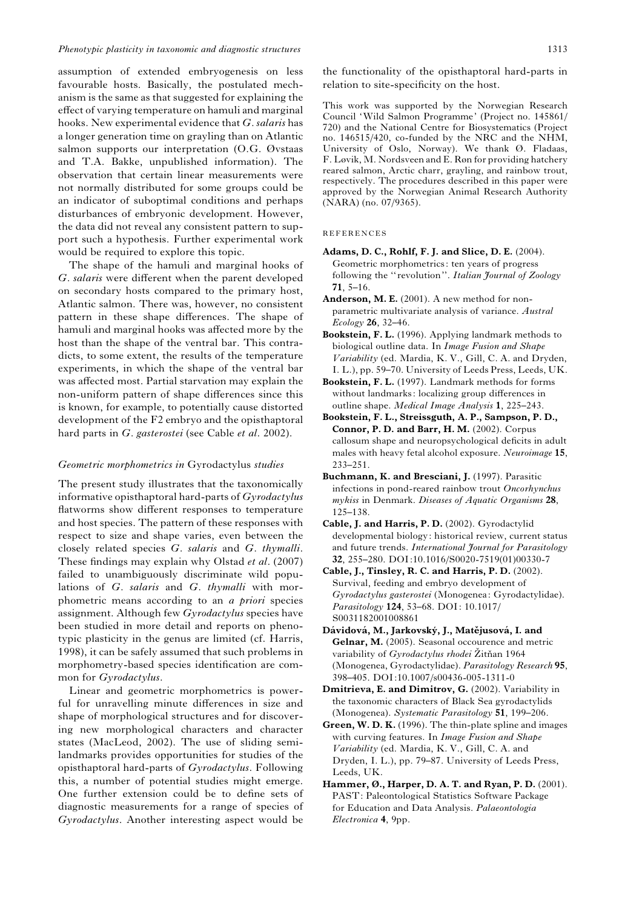assumption of extended embryogenesis on less favourable hosts. Basically, the postulated mechanism is the same as that suggested for explaining the effect of varying temperature on hamuli and marginal hooks. New experimental evidence that *G. salaris* has a longer generation time on grayling than on Atlantic salmon supports our interpretation (O.G. Øvstaas and T.A. Bakke, unpublished information). The observation that certain linear measurements were not normally distributed for some groups could be an indicator of suboptimal conditions and perhaps disturbances of embryonic development. However, the data did not reveal any consistent pattern to support such a hypothesis. Further experimental work would be required to explore this topic.

The shape of the hamuli and marginal hooks of *G. salaris* were different when the parent developed on secondary hosts compared to the primary host, Atlantic salmon. There was, however, no consistent pattern in these shape differences. The shape of hamuli and marginal hooks was affected more by the host than the shape of the ventral bar. This contradicts, to some extent, the results of the temperature experiments, in which the shape of the ventral bar was affected most. Partial starvation may explain the non-uniform pattern of shape differences since this is known, for example, to potentially cause distorted development of the F2 embryo and the opisthaptoral hard parts in *G. gasterostei* (see Cable *et al*. 2002).

### *Geometric morphometrics in* Gyrodactylus *studies*

The present study illustrates that the taxonomically informative opisthaptoral hard-parts of *Gyrodactylus* flatworms show different responses to temperature and host species. The pattern of these responses with respect to size and shape varies, even between the closely related species *G. salaris* and *G. thymalli*. These findings may explain why Olstad *et al*. (2007) failed to unambiguously discriminate wild populations of *G. salaris* and *G. thymalli* with morphometric means according to an *a priori* species assignment. Although few *Gyrodactylus* species have been studied in more detail and reports on phenotypic plasticity in the genus are limited (cf. Harris, 1998), it can be safely assumed that such problems in morphometry-based species identification are common for *Gyrodactylus*.

Linear and geometric morphometrics is powerful for unravelling minute differences in size and shape of morphological structures and for discovering new morphological characters and character states (MacLeod, 2002). The use of sliding semi-landmarks provides opportunities for studies of the opisthaptoral hard-parts of *Gyrodactylus*. Following this, a number of potential studies might emerge. One further extension could be to define sets of diagnostic measurements for a range of species of *Gyrodactylus*. Another interesting aspect would be the functionality of the opisthaptoral hard-parts in relation to site-specificity on the host.

This work was supported by the Norwegian Research Council 'Wild Salmon Programme' (Project no. 145861/720) and the National Centre for Biosystematics (Project no. 146515/420, co-funded by the NRC and the NHM, University of Oslo, Norway). We thank Ø. Fladaas, F. Løvik, M. Nordsveen and E. Røn for providing hatchery reared salmon, Arctic charr, grayling, and rainbow trout, respectively. The procedures described in this paper were approved by the Norwegian Animal Research Authority (NARA) (no. 07/9365).

## REFERENCES

**Adams, D. C., Rohlf, F. J. and Slice, D. E.** (2004). Geometric morphometrics: ten years of progress following the ''revolution''. *Italian Journal of Zoology* **71**, 5–16.

**Anderson, M. E.** (2001). A new method for non-parametric multivariate analysis of variance. *Austral Ecology* **26**, 32–46.

**Bookstein, F. L.** (1996). Applying landmark methods to biological outline data. In *Image Fusion and Shape Variability* (ed. Mardia, K. V., Gill, C. A. and Dryden, I. L.), pp. 59–70. University of Leeds Press, Leeds, UK.

**Bookstein, F. L.** (1997). Landmark methods for forms without landmarks: localizing group differences in outline shape. *Medical Image Analysis* **1**, 225–243.

**Bookstein, F. L., Streissguth, A. P., Sampson, P. D., Connor, P. D. and Barr, H. M.** (2002). Corpus callosum shape and neuropsychological deficits in adult males with heavy fetal alcohol exposure. *Neuroimage* **15**, 233–251.

**Buchmann, K. and Bresciani, J.** (1997). Parasitic infections in pond-reared rainbow trout *Oncorhynchus mykiss* in Denmark. *Diseases of Aquatic Organisms* **28**, 125–138.

**Cable, J. and Harris, P. D.** (2002). Gyrodactylid developmental biology: historical review, current status and future trends. *International Journal for Parasitology* **32**, 255–280. DOI:10.1016/S0020-7519(01)00330-7

**Cable, J., Tinsley, R. C. and Harris, P. D.** (2002). Survival, feeding and embryo development of *Gyrodactylus gasterostei* (Monogenea: Gyrodactylidae). *Parasitology* **124**, 53–68. DOI: 10.1017/S0031182001008861

**Dávidová, M., Jarkovský, J., Matějusová, I. and Gelnar, M.** (2005). Seasonal occourence and metric variability of *Gyrodactylus rhodei* Žitňan 1964 (Monogenea, Gyrodactylidae). *Parasitology Research* **95**, 398–405. DOI:10.1007/s00436-005-1311-0

**Dmitrieva, E. and Dimitrov, G.** (2002). Variability in the taxonomic characters of Black Sea gyrodactylids (Monogenea). *Systematic Parasitology* **51**, 199–206.

**Green, W. D. K.** (1996). The thin-plate spline and images with curving features. In *Image Fusion and Shape Variability* (ed. Mardia, K. V., Gill, C. A. and Dryden, I. L.), pp. 79–87. University of Leeds Press, Leeds, UK.

**Hammer, Ø., Harper, D. A. T. and Ryan, P. D.** (2001). PAST: Paleontological Statistics Software Package for Education and Data Analysis. *Palaeontologia Electronica* **4**, 9pp.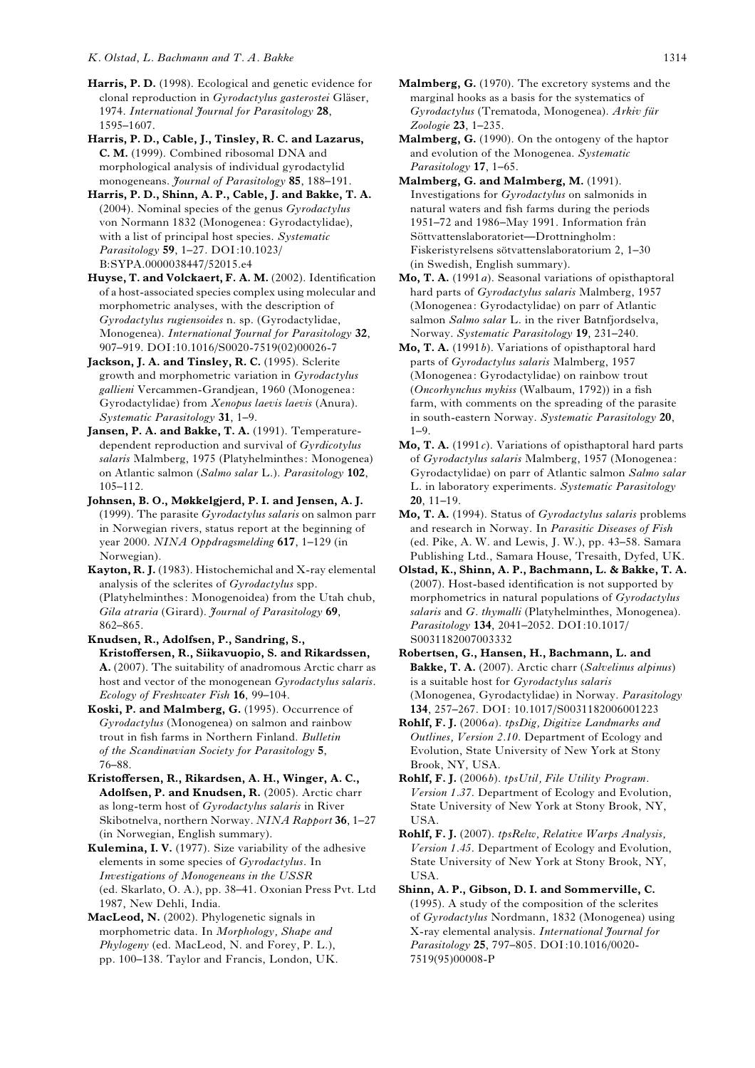**Harris, P. D.** (1998). Ecological and genetic evidence for clonal reproduction in *Gyrodactylus gasterostei* Gläser, 1974. *International Journal for Parasitology* **28**, 1595–1607.

**Harris, P. D., Cable, J., Tinsley, R. C. and Lazarus, C. M.** (1999). Combined ribosomal DNA and morphological analysis of individual gyrodactylid monogeneans. *Journal of Parasitology* **85**, 188–191.

**Harris, P. D., Shinn, A. P., Cable, J. and Bakke, T. A.** (2004). Nominal species of the genus *Gyrodactylus* von Normann 1832 (Monogenea: Gyrodactylidae), with a list of principal host species. *Systematic Parasitology* **59**, 1–27. DOI:10.1023/B:SYPA.0000038447/52015.e4

**Huyse, T. and Volckaert, F. A. M.** (2002). Identification of a host-associated species complex using molecular and morphometric analyses, with the description of *Gyrodactylus rugiensoides* n. sp. (Gyrodactylidae, Monogenea). *International Journal for Parasitology* **32**, 907–919. DOI:10.1016/S0020-7519(02)00026-7

**Jackson, J. A. and Tinsley, R. C.** (1995). Sclerite growth and morphometric variation in *Gyrodactylus gallieni* Vercammen-Grandjean, 1960 (Monogenea: Gyrodactylidae) from *Xenopus laevis laevis* (Anura). *Systematic Parasitology* **31**, 1–9.

**Jansen, P. A. and Bakke, T. A.** (1991). Temperature-dependent reproduction and survival of *Gyrdicotylus salaris* Malmberg, 1975 (Platyhelminthes: Monogenea) on Atlantic salmon (*Salmo salar* L.). *Parasitology* **102**, 105–112.

**Johnsen, B. O., Møkkelgjerd, P. I. and Jensen, A. J.** (1999). The parasite *Gyrodactylus salaris* on salmon parr in Norwegian rivers, status report at the beginning of year 2000. *NINA Oppdragsmelding* **617**, 1–129 (in Norwegian).

**Kayton, R. J.** (1983). Histochemichal and X-ray elemental analysis of the sclerites of *Gyrodactylus* spp. (Platyhelminthes: Monogenoidea) from the Utah chub, *Gila atraria* (Girard). *Journal of Parasitology* **69**, 862–865.

**Knudsen, R., Adolfsen, P., Sandring, S., Kristoffersen, R., Siikavuopio, S. and Rikardssen, A.** (2007). The suitability of anadromous Arctic charr as host and vector of the monogenean *Gyrodactylus salaris*. *Ecology of Freshwater Fish* **16**, 99–104.

**Koski, P. and Malmberg, G.** (1995). Occurrence of *Gyrodactylus* (Monogenea) on salmon and rainbow trout in fish farms in Northern Finland. *Bulletin of the Scandinavian Society for Parasitology* **5**, 76–88.

**Kristoffersen, R., Rikardsen, A. H., Winger, A. C., Adolfsen, P. and Knudsen, R.** (2005). Arctic charr as long-term host of *Gyrodactylus salaris* in River Skibotnelva, northern Norway. *NINA Rapport* **36**, 1–27 (in Norwegian, English summary).

**Kulemina, I. V.** (1977). Size variability of the adhesive elements in some species of *Gyrodactylus*. In *Investigations of Monogeneans in the USSR* (ed. Skarlato, O. A.), pp. 38–41. Oxonian Press Pvt. Ltd 1987, New Dehli, India.

**MacLeod, N.** (2002). Phylogenetic signals in morphometric data. In *Morphology, Shape and Phylogeny* (ed. MacLeod, N. and Forey, P. L.), pp. 100–138. Taylor and Francis, London, UK.

**Malmberg, G.** (1970). The excretory systems and the marginal hooks as a basis for the systematics of *Gyrodactylus* (Trematoda, Monogenea). *Arkiv für Zoologie* **23**, 1–235.

**Malmberg, G.** (1990). On the ontogeny of the haptor and evolution of the Monogenea. *Systematic Parasitology* **17**, 1–65.

**Malmberg, G. and Malmberg, M.** (1991). Investigations for *Gyrodactylus* on salmonids in natural waters and fish farms during the periods 1951–72 and 1986–May 1991. Information från Söttvattenslaboratoriet—Drottningholm: Fiskeristyrelsens sötvattenslaboratorium 2, 1–30 (in Swedish, English summary).

**Mo, T. A.** (1991*a*). Seasonal variations of opisthaptoral hard parts of *Gyrodactylus salaris* Malmberg, 1957 (Monogenea: Gyrodactylidae) on parr of Atlantic salmon *Salmo salar* L. in the river Batnfjordselva, Norway. *Systematic Parasitology* **19**, 231–240.

**Mo, T. A.** (1991*b*). Variations of opisthaptoral hard parts of *Gyrodactylus salaris* Malmberg, 1957 (Monogenea: Gyrodactylidae) on rainbow trout (*Oncorhynchus mykiss* (Walbaum, 1792)) in a fish farm, with comments on the spreading of the parasite in south-eastern Norway. *Systematic Parasitology* **20**, 1–9.

**Mo, T. A.** (1991*c*). Variations of opisthaptoral hard parts of *Gyrodactylus salaris* Malmberg, 1957 (Monogenea: Gyrodactylidae) on parr of Atlantic salmon *Salmo salar* L. in laboratory experiments. *Systematic Parasitology* **20**, 11–19.

**Mo, T. A.** (1994). Status of *Gyrodactylus salaris* problems and research in Norway. In *Parasitic Diseases of Fish* (ed. Pike, A. W. and Lewis, J. W.), pp. 43–58. Samara Publishing Ltd., Samara House, Tresaith, Dyfed, UK.

**Olstad, K., Shinn, A. P., Bachmann, L. & Bakke, T. A.** (2007). Host-based identification is not supported by morphometrics in natural populations of *Gyrodactylus salaris* and *G. thymalli* (Platyhelminthes, Monogenea). *Parasitology* **134**, 2041–2052. DOI:10.1017/S0031182007003332

**Robertsen, G., Hansen, H., Bachmann, L. and Bakke, T. A.** (2007). Arctic charr (*Salvelinus alpinus*) is a suitable host for *Gyrodactylus salaris* (Monogenea, Gyrodactylidae) in Norway. *Parasitology* **134**, 257–267. DOI: 10.1017/S0031182006001223

**Rohlf, F. J.** (2006*a*). *tpsDig, Digitize Landmarks and Outlines, Version 2.10*. Department of Ecology and Evolution, State University of New York at Stony Brook, NY, USA.

**Rohlf, F. J.** (2006*b*). *tpsUtil, File Utility Program. Version 1.37*. Department of Ecology and Evolution, State University of New York at Stony Brook, NY, USA.

**Rohlf, F. J.** (2007). *tpsRelw, Relative Warps Analysis, Version 1.45*. Department of Ecology and Evolution, State University of New York at Stony Brook, NY, USA.

**Shinn, A. P., Gibson, D. I. and Sommerville, C.** (1995). A study of the composition of the sclerites of *Gyrodactylus* Nordmann, 1832 (Monogenea) using X-ray elemental analysis. *International Journal for Parasitology* **25**, 797–805. DOI:10.1016/0020-7519(95)00008-P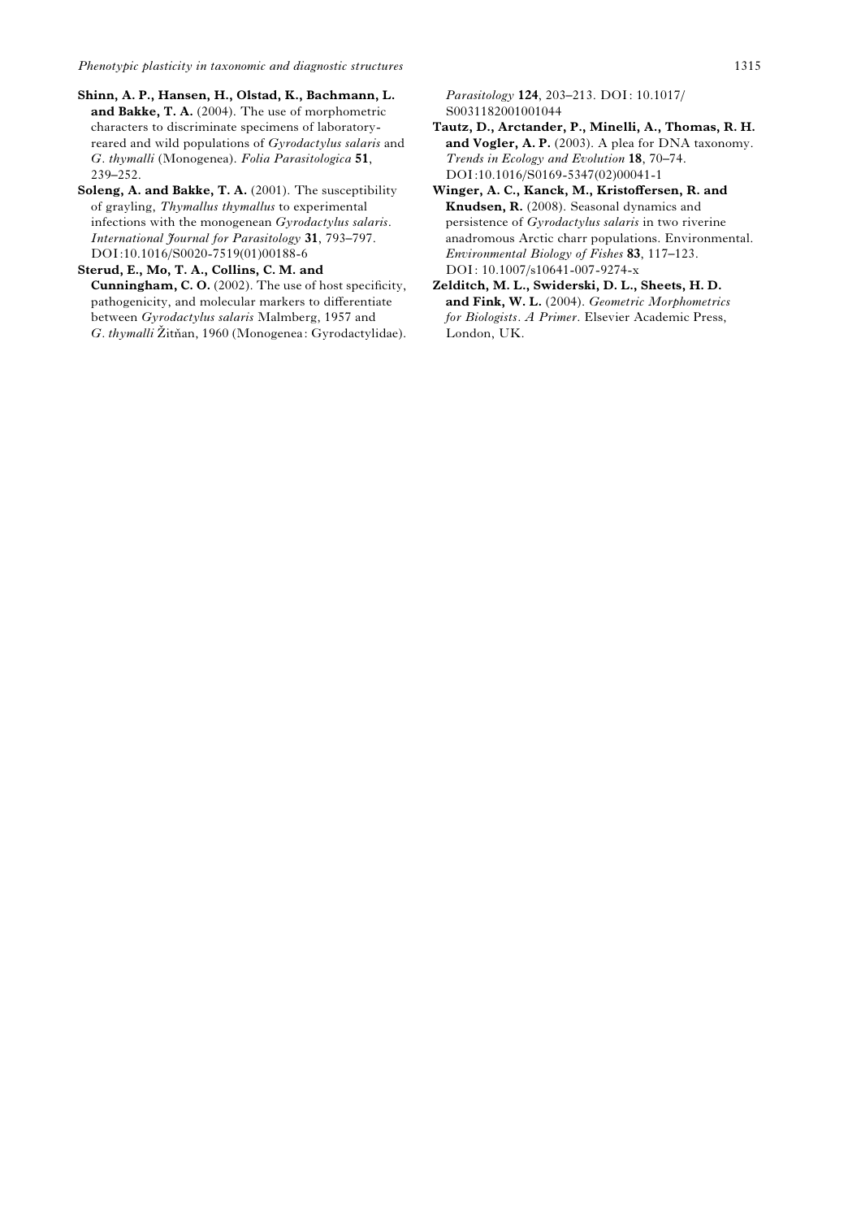**Shinn, A. P., Hansen, H., Olstad, K., Bachmann, L. and Bakke, T. A.** (2004). The use of morphometric characters to discriminate specimens of laboratory-reared and wild populations of *Gyrodactylus salaris* and *G. thymalli* (Monogenea). *Folia Parasitologica* **51**, 239–252.

**Soleng, A. and Bakke, T. A.** (2001). The susceptibility of grayling, *Thymallus thymallus* to experimental infections with the monogenean *Gyrodactylus salaris*. *International Journal for Parasitology* **31**, 793–797. DOI:10.1016/S0020-7519(01)00188-6

**Sterud, E., Mo, T. A., Collins, C. M. and Cunningham, C. O.** (2002). The use of host specificity, pathogenicity, and molecular markers to differentiate between *Gyrodactylus salaris* Malmberg, 1957 and *G. thymalli* Žitňan, 1960 (Monogenea: Gyrodactylidae). *Parasitology* **124**, 203–213. DOI: 10.1017/S0031182001001044

**Tautz, D., Arctander, P., Minelli, A., Thomas, R. H. and Vogler, A. P.** (2003). A plea for DNA taxonomy. *Trends in Ecology and Evolution* **18**, 70–74. DOI:10.1016/S0169-5347(02)00041-1

**Winger, A. C., Kanck, M., Kristoffersen, R. and Knudsen, R.** (2008). Seasonal dynamics and persistence of *Gyrodactylus salaris* in two riverine anadromous Arctic charr populations. Environmental. *Environmental Biology of Fishes* **83**, 117–123. DOI: 10.1007/s10641-007-9274-x

**Zelditch, M. L., Swiderski, D. L., Sheets, H. D. and Fink, W. L.** (2004). *Geometric Morphometrics for Biologists. A Primer*. Elsevier Academic Press, London, UK.